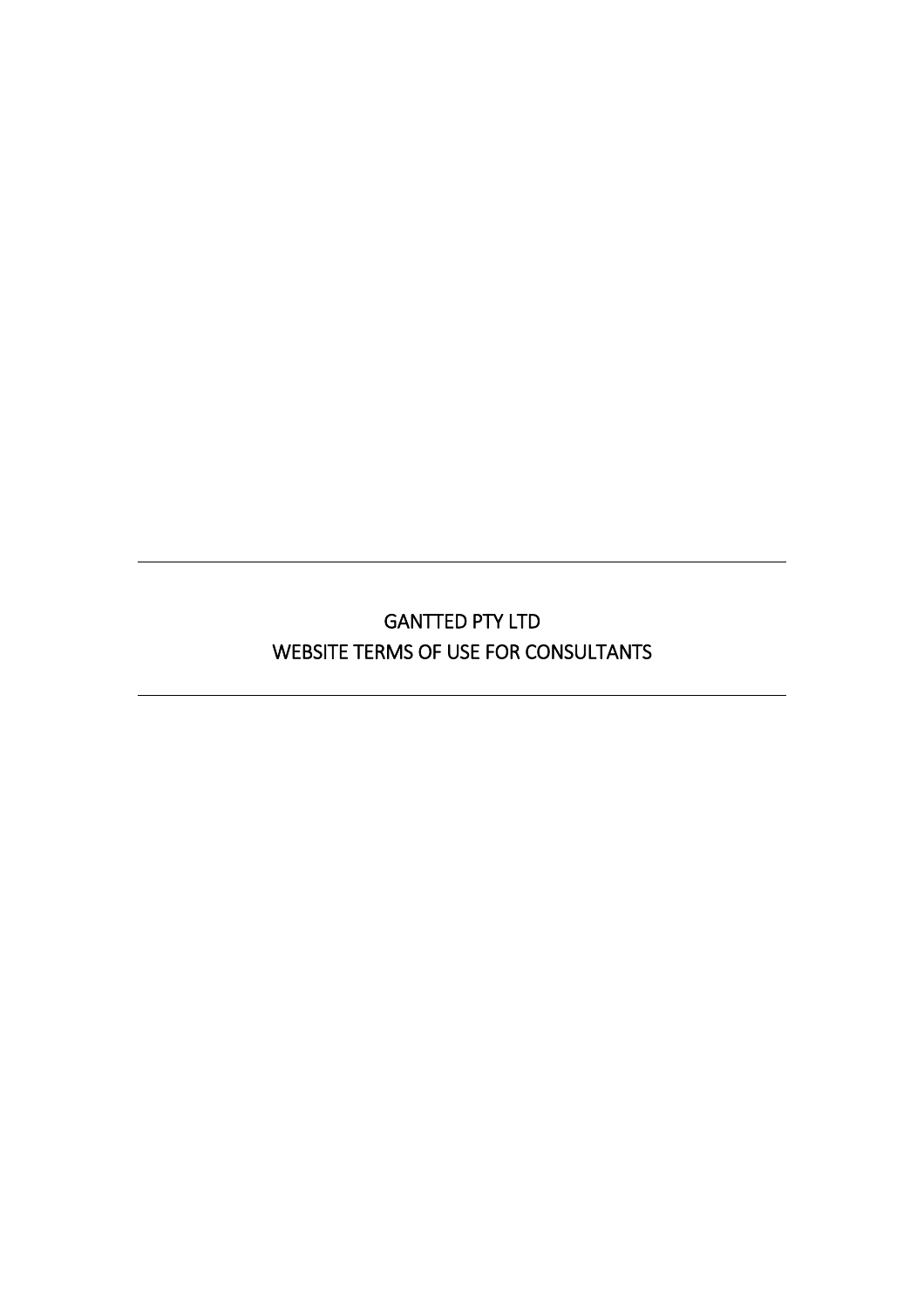---

# GANTTED PTY LTD
# WEBSITE TERMS OF USE FOR CONSULTANTS

---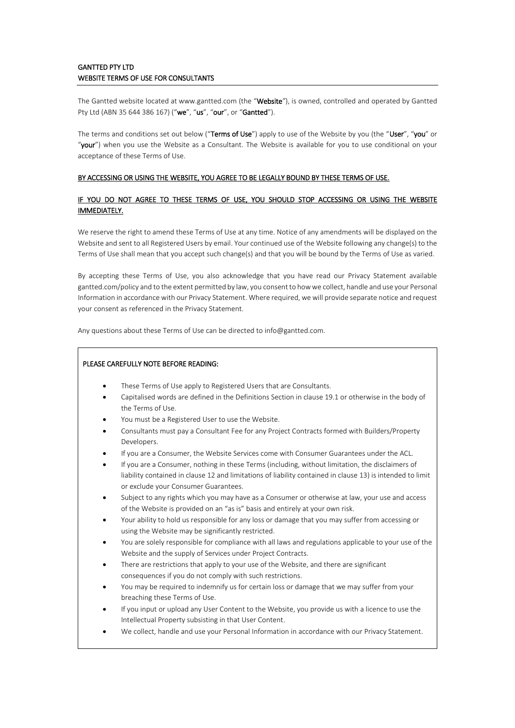**GANTTED PTY LTD**
**WEBSITE TERMS OF USE FOR CONSULTANTS**

---

The Gantted website located at www.gantted.com (the "**Website**"), is owned, controlled and operated by Gantted Pty Ltd (ABN 35 644 386 167) ("**we**", "**us**", "**our**", or "**Gantted**").

The terms and conditions set out below ("**Terms of Use**") apply to use of the Website by you (the "**User**", "**you**" or "**your**") when you use the Website as a Consultant. The Website is available for you to use conditional on your acceptance of these Terms of Use.

**BY ACCESSING OR USING THE WEBSITE, YOU AGREE TO BE LEGALLY BOUND BY THESE TERMS OF USE.**

**IF YOU DO NOT AGREE TO THESE TERMS OF USE, YOU SHOULD STOP ACCESSING OR USING THE WEBSITE IMMEDIATELY.**

We reserve the right to amend these Terms of Use at any time. Notice of any amendments will be displayed on the Website and sent to all Registered Users by email. Your continued use of the Website following any change(s) to the Terms of Use shall mean that you accept such change(s) and that you will be bound by the Terms of Use as varied.

By accepting these Terms of Use, you also acknowledge that you have read our Privacy Statement available gantted.com/policy and to the extent permitted by law, you consent to how we collect, handle and use your Personal Information in accordance with our Privacy Statement. Where required, we will provide separate notice and request your consent as referenced in the Privacy Statement.

Any questions about these Terms of Use can be directed to info@gantted.com.

**PLEASE CAREFULLY NOTE BEFORE READING:**

- These Terms of Use apply to Registered Users that are Consultants.
- Capitalised words are defined in the Definitions Section in clause 19.1 or otherwise in the body of the Terms of Use.
- You must be a Registered User to use the Website.
- Consultants must pay a Consultant Fee for any Project Contracts formed with Builders/Property Developers.
- If you are a Consumer, the Website Services come with Consumer Guarantees under the ACL.
- If you are a Consumer, nothing in these Terms (including, without limitation, the disclaimers of liability contained in clause 12 and limitations of liability contained in clause 13) is intended to limit or exclude your Consumer Guarantees.
- Subject to any rights which you may have as a Consumer or otherwise at law, your use and access of the Website is provided on an "as is" basis and entirely at your own risk.
- Your ability to hold us responsible for any loss or damage that you may suffer from accessing or using the Website may be significantly restricted.
- You are solely responsible for compliance with all laws and regulations applicable to your use of the Website and the supply of Services under Project Contracts.
- There are restrictions that apply to your use of the Website, and there are significant consequences if you do not comply with such restrictions.
- You may be required to indemnify us for certain loss or damage that we may suffer from your breaching these Terms of Use.
- If you input or upload any User Content to the Website, you provide us with a licence to use the Intellectual Property subsisting in that User Content.
- We collect, handle and use your Personal Information in accordance with our Privacy Statement.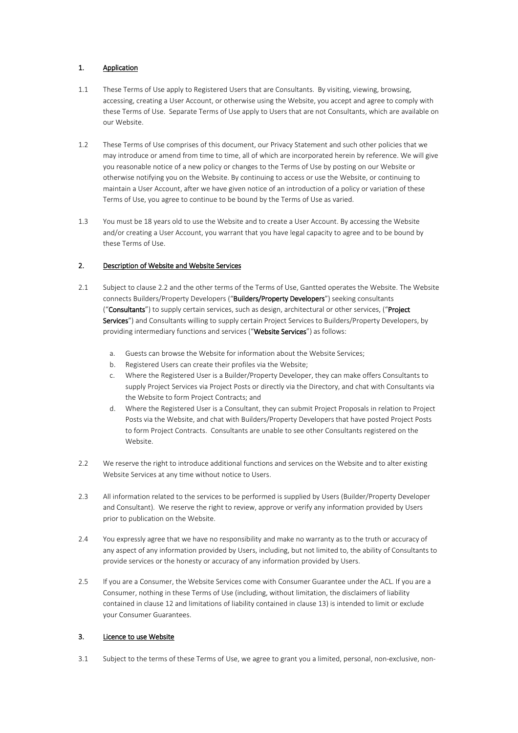## 1. Application

1.1 These Terms of Use apply to Registered Users that are Consultants. By visiting, viewing, browsing, accessing, creating a User Account, or otherwise using the Website, you accept and agree to comply with these Terms of Use. Separate Terms of Use apply to Users that are not Consultants, which are available on our Website.

1.2 These Terms of Use comprises of this document, our Privacy Statement and such other policies that we may introduce or amend from time to time, all of which are incorporated herein by reference. We will give you reasonable notice of a new policy or changes to the Terms of Use by posting on our Website or otherwise notifying you on the Website. By continuing to access or use the Website, or continuing to maintain a User Account, after we have given notice of an introduction of a policy or variation of these Terms of Use, you agree to continue to be bound by the Terms of Use as varied.

1.3 You must be 18 years old to use the Website and to create a User Account. By accessing the Website and/or creating a User Account, you warrant that you have legal capacity to agree and to be bound by these Terms of Use.

## 2. Description of Website and Website Services

2.1 Subject to clause 2.2 and the other terms of the Terms of Use, Gantted operates the Website. The Website connects Builders/Property Developers ("**Builders/Property Developers**") seeking consultants ("**Consultants**") to supply certain services, such as design, architectural or other services, ("**Project Services**") and Consultants willing to supply certain Project Services to Builders/Property Developers, by providing intermediary functions and services ("**Website Services**") as follows:

a. Guests can browse the Website for information about the Website Services;
b. Registered Users can create their profiles via the Website;
c. Where the Registered User is a Builder/Property Developer, they can make offers Consultants to supply Project Services via Project Posts or directly via the Directory, and chat with Consultants via the Website to form Project Contracts; and
d. Where the Registered User is a Consultant, they can submit Project Proposals in relation to Project Posts via the Website, and chat with Builders/Property Developers that have posted Project Posts to form Project Contracts. Consultants are unable to see other Consultants registered on the Website.

2.2 We reserve the right to introduce additional functions and services on the Website and to alter existing Website Services at any time without notice to Users.

2.3 All information related to the services to be performed is supplied by Users (Builder/Property Developer and Consultant). We reserve the right to review, approve or verify any information provided by Users prior to publication on the Website.

2.4 You expressly agree that we have no responsibility and make no warranty as to the truth or accuracy of any aspect of any information provided by Users, including, but not limited to, the ability of Consultants to provide services or the honesty or accuracy of any information provided by Users.

2.5 If you are a Consumer, the Website Services come with Consumer Guarantee under the ACL. If you are a Consumer, nothing in these Terms of Use (including, without limitation, the disclaimers of liability contained in clause 12 and limitations of liability contained in clause 13) is intended to limit or exclude your Consumer Guarantees.

## 3. Licence to use Website

3.1 Subject to the terms of these Terms of Use, we agree to grant you a limited, personal, non-exclusive, non-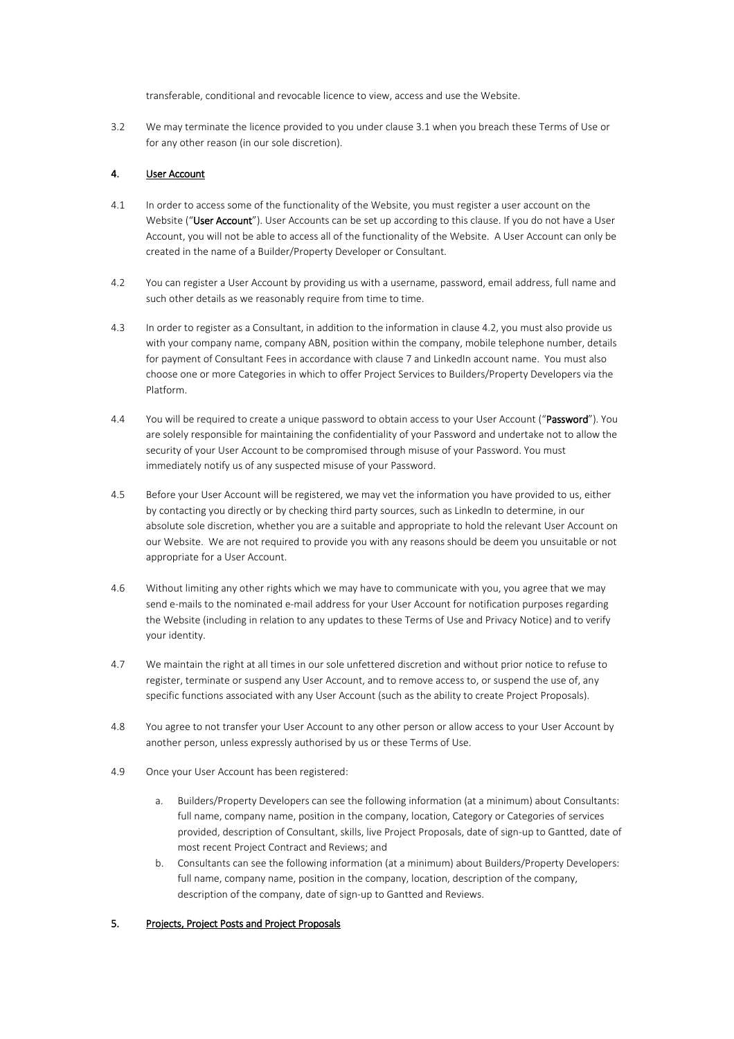transferable, conditional and revocable licence to view, access and use the Website.

3.2 We may terminate the licence provided to you under clause 3.1 when you breach these Terms of Use or for any other reason (in our sole discretion).

## 4. User Account

4.1 In order to access some of the functionality of the Website, you must register a user account on the Website ("**User Account**"). User Accounts can be set up according to this clause. If you do not have a User Account, you will not be able to access all of the functionality of the Website. A User Account can only be created in the name of a Builder/Property Developer or Consultant.

4.2 You can register a User Account by providing us with a username, password, email address, full name and such other details as we reasonably require from time to time.

4.3 In order to register as a Consultant, in addition to the information in clause 4.2, you must also provide us with your company name, company ABN, position within the company, mobile telephone number, details for payment of Consultant Fees in accordance with clause 7 and LinkedIn account name. You must also choose one or more Categories in which to offer Project Services to Builders/Property Developers via the Platform.

4.4 You will be required to create a unique password to obtain access to your User Account ("**Password**"). You are solely responsible for maintaining the confidentiality of your Password and undertake not to allow the security of your User Account to be compromised through misuse of your Password. You must immediately notify us of any suspected misuse of your Password.

4.5 Before your User Account will be registered, we may vet the information you have provided to us, either by contacting you directly or by checking third party sources, such as LinkedIn to determine, in our absolute sole discretion, whether you are a suitable and appropriate to hold the relevant User Account on our Website. We are not required to provide you with any reasons should be deem you unsuitable or not appropriate for a User Account.

4.6 Without limiting any other rights which we may have to communicate with you, you agree that we may send e-mails to the nominated e-mail address for your User Account for notification purposes regarding the Website (including in relation to any updates to these Terms of Use and Privacy Notice) and to verify your identity.

4.7 We maintain the right at all times in our sole unfettered discretion and without prior notice to refuse to register, terminate or suspend any User Account, and to remove access to, or suspend the use of, any specific functions associated with any User Account (such as the ability to create Project Proposals).

4.8 You agree to not transfer your User Account to any other person or allow access to your User Account by another person, unless expressly authorised by us or these Terms of Use.

4.9 Once your User Account has been registered:

a. Builders/Property Developers can see the following information (at a minimum) about Consultants: full name, company name, position in the company, location, Category or Categories of services provided, description of Consultant, skills, live Project Proposals, date of sign-up to Gantted, date of most recent Project Contract and Reviews; and

b. Consultants can see the following information (at a minimum) about Builders/Property Developers: full name, company name, position in the company, location, description of the company, description of the company, date of sign-up to Gantted and Reviews.

## 5. Projects, Project Posts and Project Proposals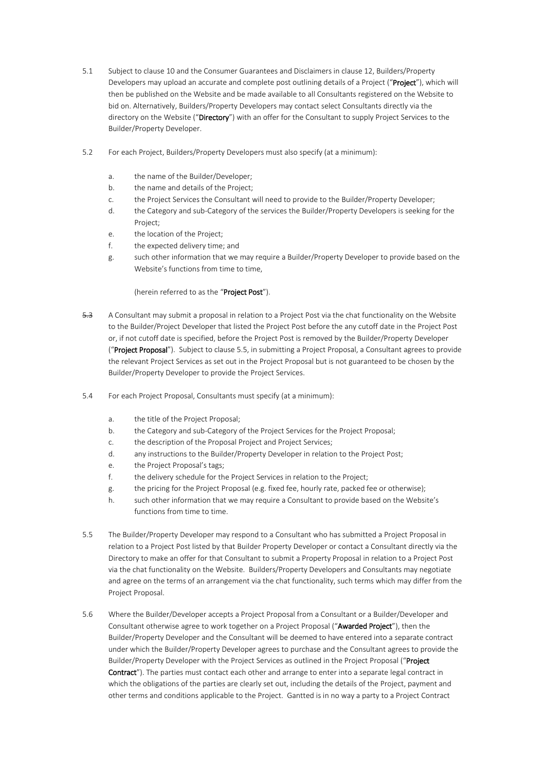5.1 Subject to clause 10 and the Consumer Guarantees and Disclaimers in clause 12, Builders/Property Developers may upload an accurate and complete post outlining details of a Project ("**Project**"), which will then be published on the Website and be made available to all Consultants registered on the Website to bid on. Alternatively, Builders/Property Developers may contact select Consultants directly via the directory on the Website ("**Directory**") with an offer for the Consultant to supply Project Services to the Builder/Property Developer.

5.2 For each Project, Builders/Property Developers must also specify (at a minimum):

a. the name of the Builder/Developer;

b. the name and details of the Project;

c. the Project Services the Consultant will need to provide to the Builder/Property Developer;

d. the Category and sub-Category of the services the Builder/Property Developers is seeking for the Project;

e. the location of the Project;

f. the expected delivery time; and

g. such other information that we may require a Builder/Property Developer to provide based on the Website's functions from time to time,

(herein referred to as the "**Project Post**").

~~5.3~~ A Consultant may submit a proposal in relation to a Project Post via the chat functionality on the Website to the Builder/Project Developer that listed the Project Post before the any cutoff date in the Project Post or, if not cutoff date is specified, before the Project Post is removed by the Builder/Property Developer ("**Project Proposal**"). Subject to clause 5.5, in submitting a Project Proposal, a Consultant agrees to provide the relevant Project Services as set out in the Project Proposal but is not guaranteed to be chosen by the Builder/Property Developer to provide the Project Services.

5.4 For each Project Proposal, Consultants must specify (at a minimum):

a. the title of the Project Proposal;

b. the Category and sub-Category of the Project Services for the Project Proposal;

c. the description of the Proposal Project and Project Services;

d. any instructions to the Builder/Property Developer in relation to the Project Post;

e. the Project Proposal's tags;

f. the delivery schedule for the Project Services in relation to the Project;

g. the pricing for the Project Proposal (e.g. fixed fee, hourly rate, packed fee or otherwise);

h. such other information that we may require a Consultant to provide based on the Website's functions from time to time.

5.5 The Builder/Property Developer may respond to a Consultant who has submitted a Project Proposal in relation to a Project Post listed by that Builder Property Developer or contact a Consultant directly via the Directory to make an offer for that Consultant to submit a Property Proposal in relation to a Project Post via the chat functionality on the Website. Builders/Property Developers and Consultants may negotiate and agree on the terms of an arrangement via the chat functionality, such terms which may differ from the Project Proposal.

5.6 Where the Builder/Developer accepts a Project Proposal from a Consultant or a Builder/Developer and Consultant otherwise agree to work together on a Project Proposal ("**Awarded Project**"), then the Builder/Property Developer and the Consultant will be deemed to have entered into a separate contract under which the Builder/Property Developer agrees to purchase and the Consultant agrees to provide the Builder/Property Developer with the Project Services as outlined in the Project Proposal ("**Project Contract**"). The parties must contact each other and arrange to enter into a separate legal contract in which the obligations of the parties are clearly set out, including the details of the Project, payment and other terms and conditions applicable to the Project. Gantted is in no way a party to a Project Contract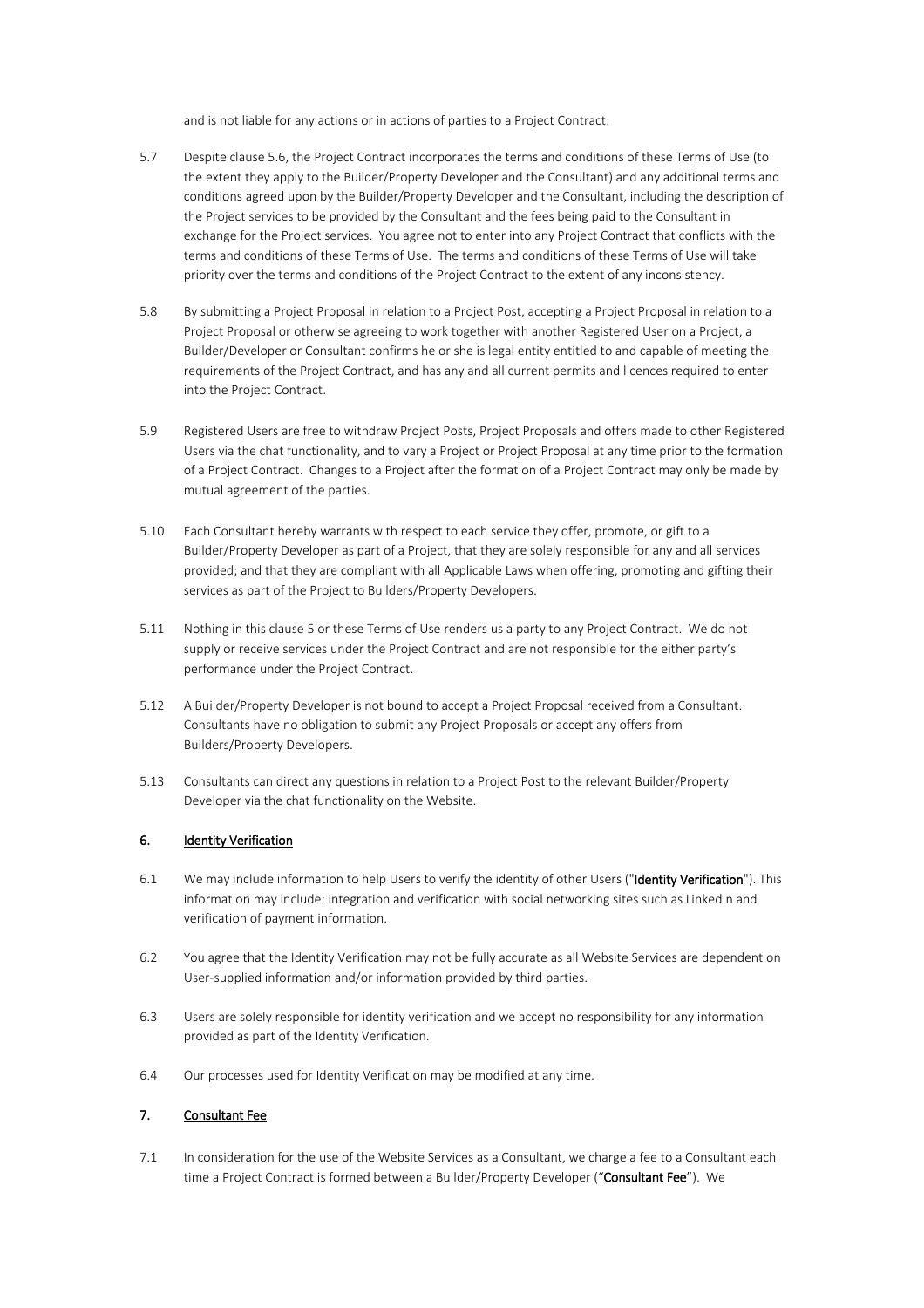and is not liable for any actions or in actions of parties to a Project Contract.

5.7 Despite clause 5.6, the Project Contract incorporates the terms and conditions of these Terms of Use (to the extent they apply to the Builder/Property Developer and the Consultant) and any additional terms and conditions agreed upon by the Builder/Property Developer and the Consultant, including the description of the Project services to be provided by the Consultant and the fees being paid to the Consultant in exchange for the Project services. You agree not to enter into any Project Contract that conflicts with the terms and conditions of these Terms of Use. The terms and conditions of these Terms of Use will take priority over the terms and conditions of the Project Contract to the extent of any inconsistency.

5.8 By submitting a Project Proposal in relation to a Project Post, accepting a Project Proposal in relation to a Project Proposal or otherwise agreeing to work together with another Registered User on a Project, a Builder/Developer or Consultant confirms he or she is legal entity entitled to and capable of meeting the requirements of the Project Contract, and has any and all current permits and licences required to enter into the Project Contract.

5.9 Registered Users are free to withdraw Project Posts, Project Proposals and offers made to other Registered Users via the chat functionality, and to vary a Project or Project Proposal at any time prior to the formation of a Project Contract. Changes to a Project after the formation of a Project Contract may only be made by mutual agreement of the parties.

5.10 Each Consultant hereby warrants with respect to each service they offer, promote, or gift to a Builder/Property Developer as part of a Project, that they are solely responsible for any and all services provided; and that they are compliant with all Applicable Laws when offering, promoting and gifting their services as part of the Project to Builders/Property Developers.

5.11 Nothing in this clause 5 or these Terms of Use renders us a party to any Project Contract. We do not supply or receive services under the Project Contract and are not responsible for the either party's performance under the Project Contract.

5.12 A Builder/Property Developer is not bound to accept a Project Proposal received from a Consultant. Consultants have no obligation to submit any Project Proposals or accept any offers from Builders/Property Developers.

5.13 Consultants can direct any questions in relation to a Project Post to the relevant Builder/Property Developer via the chat functionality on the Website.

## 6. Identity Verification

6.1 We may include information to help Users to verify the identity of other Users ("**Identity Verification**"). This information may include: integration and verification with social networking sites such as LinkedIn and verification of payment information.

6.2 You agree that the Identity Verification may not be fully accurate as all Website Services are dependent on User-supplied information and/or information provided by third parties.

6.3 Users are solely responsible for identity verification and we accept no responsibility for any information provided as part of the Identity Verification.

6.4 Our processes used for Identity Verification may be modified at any time.

## 7. Consultant Fee

7.1 In consideration for the use of the Website Services as a Consultant, we charge a fee to a Consultant each time a Project Contract is formed between a Builder/Property Developer ("**Consultant Fee**"). We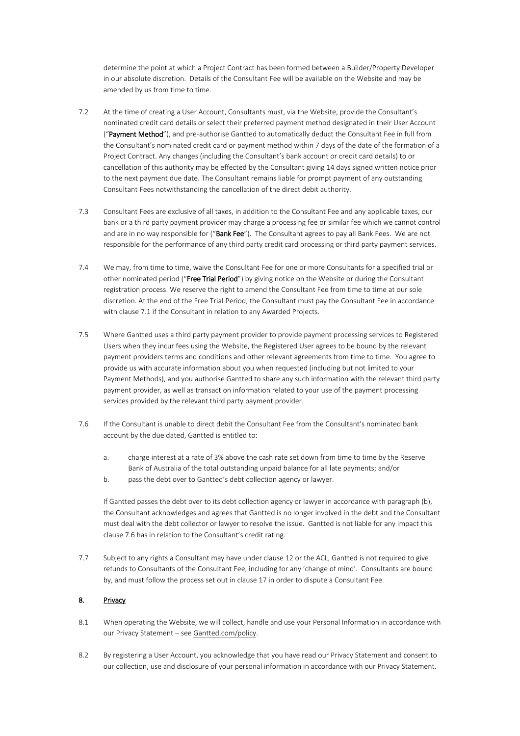determine the point at which a Project Contract has been formed between a Builder/Property Developer in our absolute discretion. Details of the Consultant Fee will be available on the Website and may be amended by us from time to time.

7.2 At the time of creating a User Account, Consultants must, via the Website, provide the Consultant's nominated credit card details or select their preferred payment method designated in their User Account ("**Payment Method**"), and pre-authorise Gantted to automatically deduct the Consultant Fee in full from the Consultant's nominated credit card or payment method within 7 days of the date of the formation of a Project Contract. Any changes (including the Consultant's bank account or credit card details) to or cancellation of this authority may be effected by the Consultant giving 14 days signed written notice prior to the next payment due date. The Consultant remains liable for prompt payment of any outstanding Consultant Fees notwithstanding the cancellation of the direct debit authority.

7.3 Consultant Fees are exclusive of all taxes, in addition to the Consultant Fee and any applicable taxes, our bank or a third party payment provider may charge a processing fee or similar fee which we cannot control and are in no way responsible for ("**Bank Fee**"). The Consultant agrees to pay all Bank Fees. We are not responsible for the performance of any third party credit card processing or third party payment services.

7.4 We may, from time to time, waive the Consultant Fee for one or more Consultants for a specified trial or other nominated period ("**Free Trial Period**") by giving notice on the Website or during the Consultant registration process. We reserve the right to amend the Consultant Fee from time to time at our sole discretion. At the end of the Free Trial Period, the Consultant must pay the Consultant Fee in accordance with clause 7.1 if the Consultant in relation to any Awarded Projects.

7.5 Where Gantted uses a third party payment provider to provide payment processing services to Registered Users when they incur fees using the Website, the Registered User agrees to be bound by the relevant payment providers terms and conditions and other relevant agreements from time to time. You agree to provide us with accurate information about you when requested (including but not limited to your Payment Methods), and you authorise Gantted to share any such information with the relevant third party payment provider, as well as transaction information related to your use of the payment processing services provided by the relevant third party payment provider.

7.6 If the Consultant is unable to direct debit the Consultant Fee from the Consultant's nominated bank account by the due dated, Gantted is entitled to:

a. charge interest at a rate of 3% above the cash rate set down from time to time by the Reserve Bank of Australia of the total outstanding unpaid balance for all late payments; and/or

b. pass the debt over to Gantted's debt collection agency or lawyer.

If Gantted passes the debt over to its debt collection agency or lawyer in accordance with paragraph (b), the Consultant acknowledges and agrees that Gantted is no longer involved in the debt and the Consultant must deal with the debt collector or lawyer to resolve the issue. Gantted is not liable for any impact this clause 7.6 has in relation to the Consultant's credit rating.

7.7 Subject to any rights a Consultant may have under clause 12 or the ACL, Gantted is not required to give refunds to Consultants of the Consultant Fee, including for any 'change of mind'. Consultants are bound by, and must follow the process set out in clause 17 in order to dispute a Consultant Fee.

## 8. Privacy

8.1 When operating the Website, we will collect, handle and use your Personal Information in accordance with our Privacy Statement – see Gantted.com/policy.

8.2 By registering a User Account, you acknowledge that you have read our Privacy Statement and consent to our collection, use and disclosure of your personal information in accordance with our Privacy Statement.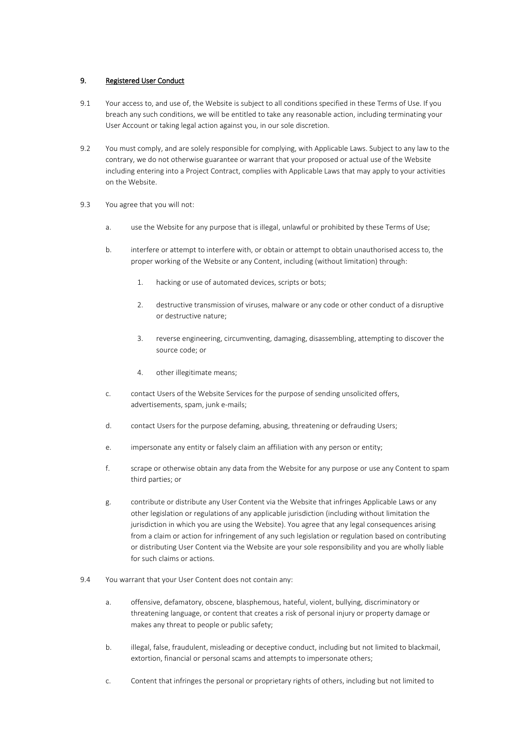## 9. Registered User Conduct

9.1 Your access to, and use of, the Website is subject to all conditions specified in these Terms of Use. If you breach any such conditions, we will be entitled to take any reasonable action, including terminating your User Account or taking legal action against you, in our sole discretion.

9.2 You must comply, and are solely responsible for complying, with Applicable Laws. Subject to any law to the contrary, we do not otherwise guarantee or warrant that your proposed or actual use of the Website including entering into a Project Contract, complies with Applicable Laws that may apply to your activities on the Website.

9.3 You agree that you will not:

a. use the Website for any purpose that is illegal, unlawful or prohibited by these Terms of Use;

b. interfere or attempt to interfere with, or obtain or attempt to obtain unauthorised access to, the proper working of the Website or any Content, including (without limitation) through:

   1. hacking or use of automated devices, scripts or bots;

   2. destructive transmission of viruses, malware or any code or other conduct of a disruptive or destructive nature;

   3. reverse engineering, circumventing, damaging, disassembling, attempting to discover the source code; or

   4. other illegitimate means;

c. contact Users of the Website Services for the purpose of sending unsolicited offers, advertisements, spam, junk e-mails;

d. contact Users for the purpose defaming, abusing, threatening or defrauding Users;

e. impersonate any entity or falsely claim an affiliation with any person or entity;

f. scrape or otherwise obtain any data from the Website for any purpose or use any Content to spam third parties; or

g. contribute or distribute any User Content via the Website that infringes Applicable Laws or any other legislation or regulations of any applicable jurisdiction (including without limitation the jurisdiction in which you are using the Website). You agree that any legal consequences arising from a claim or action for infringement of any such legislation or regulation based on contributing or distributing User Content via the Website are your sole responsibility and you are wholly liable for such claims or actions.

9.4 You warrant that your User Content does not contain any:

a. offensive, defamatory, obscene, blasphemous, hateful, violent, bullying, discriminatory or threatening language, or content that creates a risk of personal injury or property damage or makes any threat to people or public safety;

b. illegal, false, fraudulent, misleading or deceptive conduct, including but not limited to blackmail, extortion, financial or personal scams and attempts to impersonate others;

c. Content that infringes the personal or proprietary rights of others, including but not limited to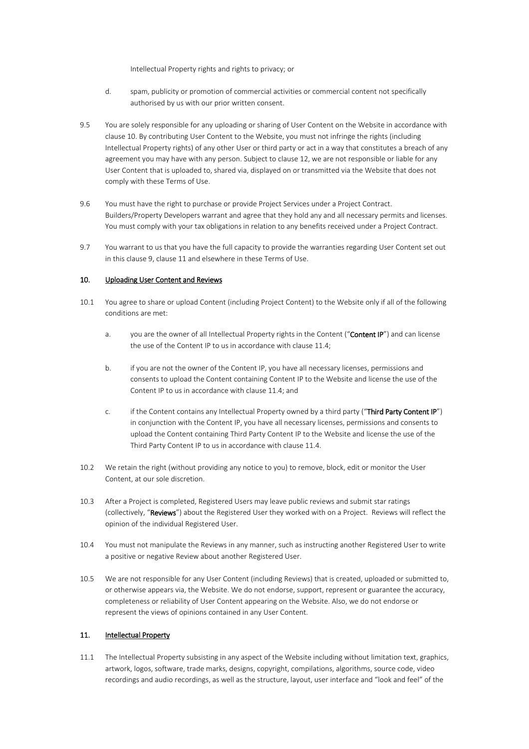Intellectual Property rights and rights to privacy; or

d. spam, publicity or promotion of commercial activities or commercial content not specifically authorised by us with our prior written consent.

9.5 You are solely responsible for any uploading or sharing of User Content on the Website in accordance with clause 10. By contributing User Content to the Website, you must not infringe the rights (including Intellectual Property rights) of any other User or third party or act in a way that constitutes a breach of any agreement you may have with any person. Subject to clause 12, we are not responsible or liable for any User Content that is uploaded to, shared via, displayed on or transmitted via the Website that does not comply with these Terms of Use.

9.6 You must have the right to purchase or provide Project Services under a Project Contract. Builders/Property Developers warrant and agree that they hold any and all necessary permits and licenses. You must comply with your tax obligations in relation to any benefits received under a Project Contract.

9.7 You warrant to us that you have the full capacity to provide the warranties regarding User Content set out in this clause 9, clause 11 and elsewhere in these Terms of Use.

## 10. Uploading User Content and Reviews

10.1 You agree to share or upload Content (including Project Content) to the Website only if all of the following conditions are met:

a. you are the owner of all Intellectual Property rights in the Content ("**Content IP**") and can license the use of the Content IP to us in accordance with clause 11.4;

b. if you are not the owner of the Content IP, you have all necessary licenses, permissions and consents to upload the Content containing Content IP to the Website and license the use of the Content IP to us in accordance with clause 11.4; and

c. if the Content contains any Intellectual Property owned by a third party ("**Third Party Content IP**") in conjunction with the Content IP, you have all necessary licenses, permissions and consents to upload the Content containing Third Party Content IP to the Website and license the use of the Third Party Content IP to us in accordance with clause 11.4.

10.2 We retain the right (without providing any notice to you) to remove, block, edit or monitor the User Content, at our sole discretion.

10.3 After a Project is completed, Registered Users may leave public reviews and submit star ratings (collectively, "**Reviews**") about the Registered User they worked with on a Project. Reviews will reflect the opinion of the individual Registered User.

10.4 You must not manipulate the Reviews in any manner, such as instructing another Registered User to write a positive or negative Review about another Registered User.

10.5 We are not responsible for any User Content (including Reviews) that is created, uploaded or submitted to, or otherwise appears via, the Website. We do not endorse, support, represent or guarantee the accuracy, completeness or reliability of User Content appearing on the Website. Also, we do not endorse or represent the views of opinions contained in any User Content.

## 11. Intellectual Property

11.1 The Intellectual Property subsisting in any aspect of the Website including without limitation text, graphics, artwork, logos, software, trade marks, designs, copyright, compilations, algorithms, source code, video recordings and audio recordings, as well as the structure, layout, user interface and "look and feel" of the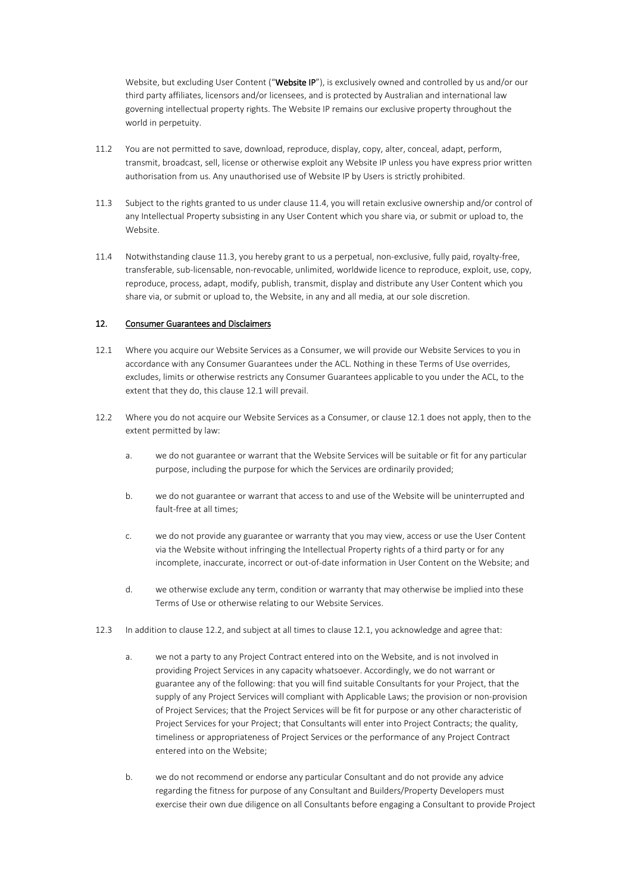Website, but excluding User Content ("**Website IP**"), is exclusively owned and controlled by us and/or our third party affiliates, licensors and/or licensees, and is protected by Australian and international law governing intellectual property rights. The Website IP remains our exclusive property throughout the world in perpetuity.

11.2 You are not permitted to save, download, reproduce, display, copy, alter, conceal, adapt, perform, transmit, broadcast, sell, license or otherwise exploit any Website IP unless you have express prior written authorisation from us. Any unauthorised use of Website IP by Users is strictly prohibited.

11.3 Subject to the rights granted to us under clause 11.4, you will retain exclusive ownership and/or control of any Intellectual Property subsisting in any User Content which you share via, or submit or upload to, the Website.

11.4 Notwithstanding clause 11.3, you hereby grant to us a perpetual, non-exclusive, fully paid, royalty-free, transferable, sub-licensable, non-revocable, unlimited, worldwide licence to reproduce, exploit, use, copy, reproduce, process, adapt, modify, publish, transmit, display and distribute any User Content which you share via, or submit or upload to, the Website, in any and all media, at our sole discretion.

## 12. Consumer Guarantees and Disclaimers

12.1 Where you acquire our Website Services as a Consumer, we will provide our Website Services to you in accordance with any Consumer Guarantees under the ACL. Nothing in these Terms of Use overrides, excludes, limits or otherwise restricts any Consumer Guarantees applicable to you under the ACL, to the extent that they do, this clause 12.1 will prevail.

12.2 Where you do not acquire our Website Services as a Consumer, or clause 12.1 does not apply, then to the extent permitted by law:

a. we do not guarantee or warrant that the Website Services will be suitable or fit for any particular purpose, including the purpose for which the Services are ordinarily provided;

b. we do not guarantee or warrant that access to and use of the Website will be uninterrupted and fault-free at all times;

c. we do not provide any guarantee or warranty that you may view, access or use the User Content via the Website without infringing the Intellectual Property rights of a third party or for any incomplete, inaccurate, incorrect or out-of-date information in User Content on the Website; and

d. we otherwise exclude any term, condition or warranty that may otherwise be implied into these Terms of Use or otherwise relating to our Website Services.

12.3 In addition to clause 12.2, and subject at all times to clause 12.1, you acknowledge and agree that:

a. we not a party to any Project Contract entered into on the Website, and is not involved in providing Project Services in any capacity whatsoever. Accordingly, we do not warrant or guarantee any of the following: that you will find suitable Consultants for your Project, that the supply of any Project Services will compliant with Applicable Laws; the provision or non-provision of Project Services; that the Project Services will be fit for purpose or any other characteristic of Project Services for your Project; that Consultants will enter into Project Contracts; the quality, timeliness or appropriateness of Project Services or the performance of any Project Contract entered into on the Website;

b. we do not recommend or endorse any particular Consultant and do not provide any advice regarding the fitness for purpose of any Consultant and Builders/Property Developers must exercise their own due diligence on all Consultants before engaging a Consultant to provide Project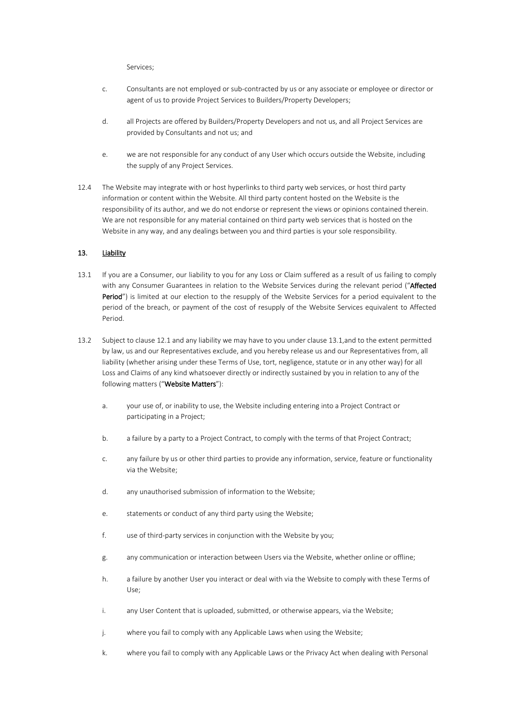Services;

c. Consultants are not employed or sub-contracted by us or any associate or employee or director or agent of us to provide Project Services to Builders/Property Developers;

d. all Projects are offered by Builders/Property Developers and not us, and all Project Services are provided by Consultants and not us; and

e. we are not responsible for any conduct of any User which occurs outside the Website, including the supply of any Project Services.

12.4 The Website may integrate with or host hyperlinks to third party web services, or host third party information or content within the Website. All third party content hosted on the Website is the responsibility of its author, and we do not endorse or represent the views or opinions contained therein. We are not responsible for any material contained on third party web services that is hosted on the Website in any way, and any dealings between you and third parties is your sole responsibility.

## 13. Liability

13.1 If you are a Consumer, our liability to you for any Loss or Claim suffered as a result of us failing to comply with any Consumer Guarantees in relation to the Website Services during the relevant period ("**Affected Period**") is limited at our election to the resupply of the Website Services for a period equivalent to the period of the breach, or payment of the cost of resupply of the Website Services equivalent to Affected Period.

13.2 Subject to clause 12.1 and any liability we may have to you under clause 13.1,and to the extent permitted by law, us and our Representatives exclude, and you hereby release us and our Representatives from, all liability (whether arising under these Terms of Use, tort, negligence, statute or in any other way) for all Loss and Claims of any kind whatsoever directly or indirectly sustained by you in relation to any of the following matters ("**Website Matters**"):

a. your use of, or inability to use, the Website including entering into a Project Contract or participating in a Project;

b. a failure by a party to a Project Contract, to comply with the terms of that Project Contract;

c. any failure by us or other third parties to provide any information, service, feature or functionality via the Website;

d. any unauthorised submission of information to the Website;

e. statements or conduct of any third party using the Website;

f. use of third-party services in conjunction with the Website by you;

g. any communication or interaction between Users via the Website, whether online or offline;

h. a failure by another User you interact or deal with via the Website to comply with these Terms of Use;

i. any User Content that is uploaded, submitted, or otherwise appears, via the Website;

j. where you fail to comply with any Applicable Laws when using the Website;

k. where you fail to comply with any Applicable Laws or the Privacy Act when dealing with Personal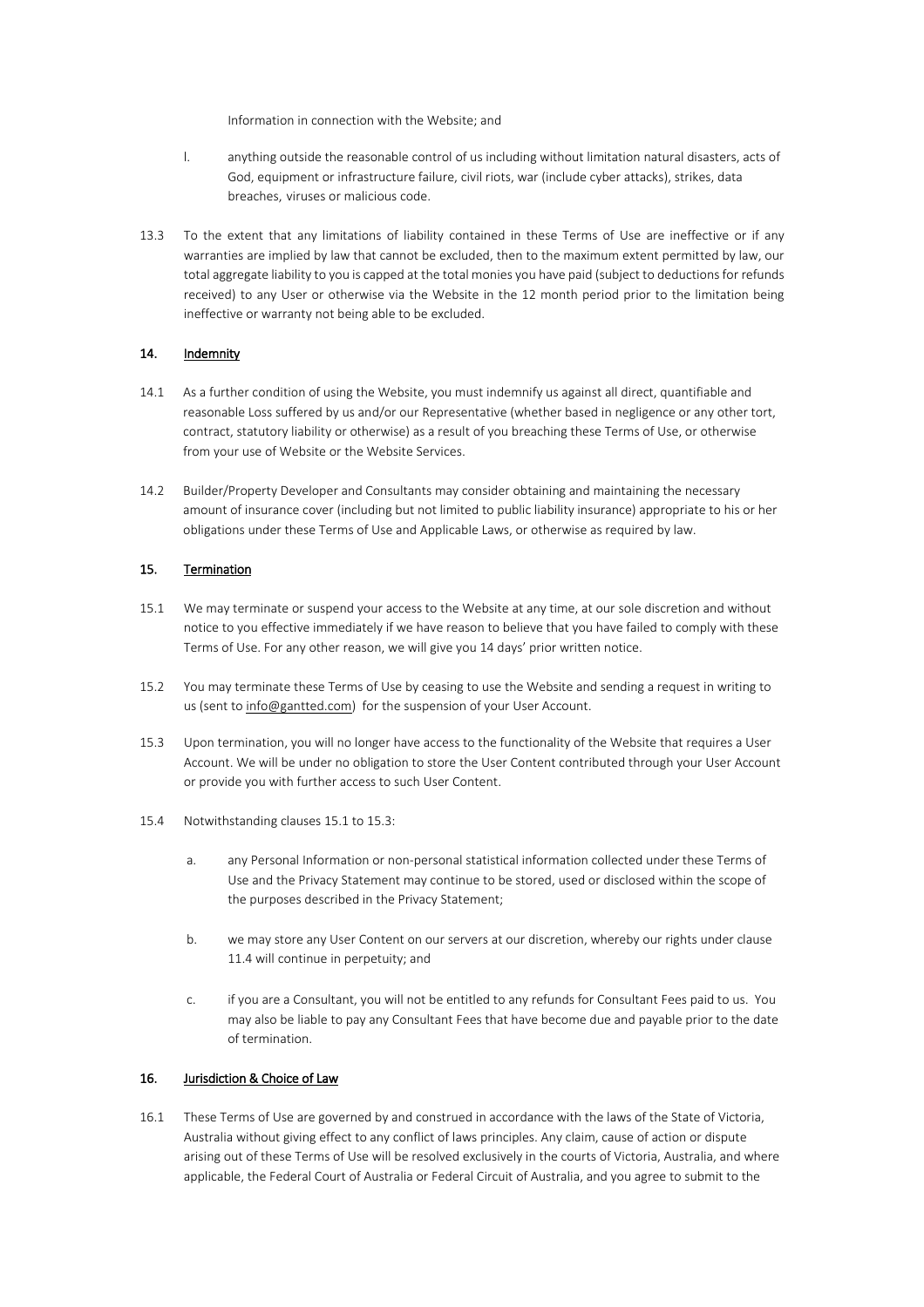Information in connection with the Website; and

l. anything outside the reasonable control of us including without limitation natural disasters, acts of God, equipment or infrastructure failure, civil riots, war (include cyber attacks), strikes, data breaches, viruses or malicious code.

13.3 To the extent that any limitations of liability contained in these Terms of Use are ineffective or if any warranties are implied by law that cannot be excluded, then to the maximum extent permitted by law, our total aggregate liability to you is capped at the total monies you have paid (subject to deductions for refunds received) to any User or otherwise via the Website in the 12 month period prior to the limitation being ineffective or warranty not being able to be excluded.

## 14. Indemnity

14.1 As a further condition of using the Website, you must indemnify us against all direct, quantifiable and reasonable Loss suffered by us and/or our Representative (whether based in negligence or any other tort, contract, statutory liability or otherwise) as a result of you breaching these Terms of Use, or otherwise from your use of Website or the Website Services.

14.2 Builder/Property Developer and Consultants may consider obtaining and maintaining the necessary amount of insurance cover (including but not limited to public liability insurance) appropriate to his or her obligations under these Terms of Use and Applicable Laws, or otherwise as required by law.

## 15. Termination

15.1 We may terminate or suspend your access to the Website at any time, at our sole discretion and without notice to you effective immediately if we have reason to believe that you have failed to comply with these Terms of Use. For any other reason, we will give you 14 days' prior written notice.

15.2 You may terminate these Terms of Use by ceasing to use the Website and sending a request in writing to us (sent to info@gantted.com) for the suspension of your User Account.

15.3 Upon termination, you will no longer have access to the functionality of the Website that requires a User Account. We will be under no obligation to store the User Content contributed through your User Account or provide you with further access to such User Content.

15.4 Notwithstanding clauses 15.1 to 15.3:

a. any Personal Information or non-personal statistical information collected under these Terms of Use and the Privacy Statement may continue to be stored, used or disclosed within the scope of the purposes described in the Privacy Statement;

b. we may store any User Content on our servers at our discretion, whereby our rights under clause 11.4 will continue in perpetuity; and

c. if you are a Consultant, you will not be entitled to any refunds for Consultant Fees paid to us. You may also be liable to pay any Consultant Fees that have become due and payable prior to the date of termination.

## 16. Jurisdiction & Choice of Law

16.1 These Terms of Use are governed by and construed in accordance with the laws of the State of Victoria, Australia without giving effect to any conflict of laws principles. Any claim, cause of action or dispute arising out of these Terms of Use will be resolved exclusively in the courts of Victoria, Australia, and where applicable, the Federal Court of Australia or Federal Circuit of Australia, and you agree to submit to the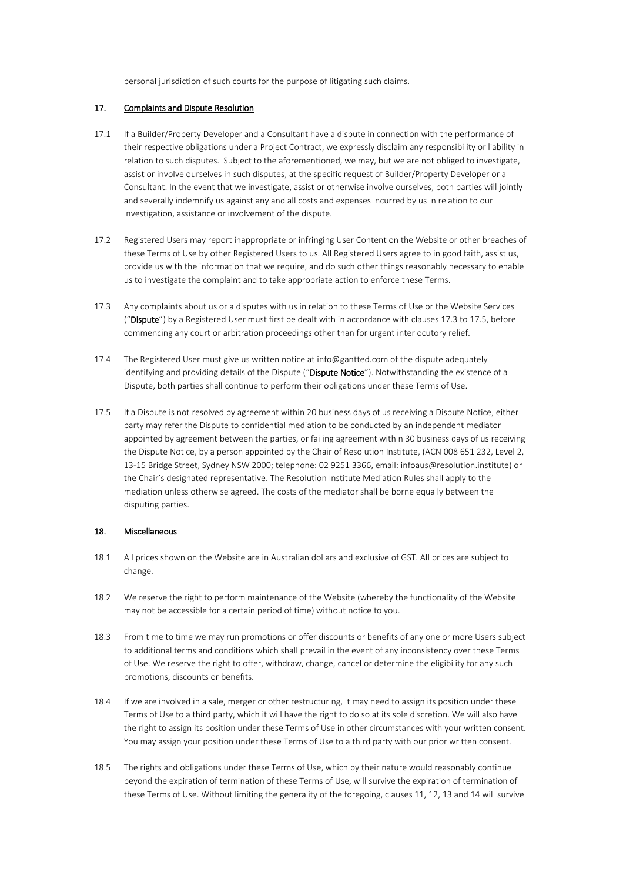personal jurisdiction of such courts for the purpose of litigating such claims.

## 17. Complaints and Dispute Resolution

17.1 If a Builder/Property Developer and a Consultant have a dispute in connection with the performance of their respective obligations under a Project Contract, we expressly disclaim any responsibility or liability in relation to such disputes. Subject to the aforementioned, we may, but we are not obliged to investigate, assist or involve ourselves in such disputes, at the specific request of Builder/Property Developer or a Consultant. In the event that we investigate, assist or otherwise involve ourselves, both parties will jointly and severally indemnify us against any and all costs and expenses incurred by us in relation to our investigation, assistance or involvement of the dispute.

17.2 Registered Users may report inappropriate or infringing User Content on the Website or other breaches of these Terms of Use by other Registered Users to us. All Registered Users agree to in good faith, assist us, provide us with the information that we require, and do such other things reasonably necessary to enable us to investigate the complaint and to take appropriate action to enforce these Terms.

17.3 Any complaints about us or a disputes with us in relation to these Terms of Use or the Website Services ("**Dispute**") by a Registered User must first be dealt with in accordance with clauses 17.3 to 17.5, before commencing any court or arbitration proceedings other than for urgent interlocutory relief.

17.4 The Registered User must give us written notice at info@gantted.com of the dispute adequately identifying and providing details of the Dispute ("**Dispute Notice**"). Notwithstanding the existence of a Dispute, both parties shall continue to perform their obligations under these Terms of Use.

17.5 If a Dispute is not resolved by agreement within 20 business days of us receiving a Dispute Notice, either party may refer the Dispute to confidential mediation to be conducted by an independent mediator appointed by agreement between the parties, or failing agreement within 30 business days of us receiving the Dispute Notice, by a person appointed by the Chair of Resolution Institute, (ACN 008 651 232, Level 2, 13-15 Bridge Street, Sydney NSW 2000; telephone: 02 9251 3366, email: infoaus@resolution.institute) or the Chair's designated representative. The Resolution Institute Mediation Rules shall apply to the mediation unless otherwise agreed. The costs of the mediator shall be borne equally between the disputing parties.

## 18. Miscellaneous

18.1 All prices shown on the Website are in Australian dollars and exclusive of GST. All prices are subject to change.

18.2 We reserve the right to perform maintenance of the Website (whereby the functionality of the Website may not be accessible for a certain period of time) without notice to you.

18.3 From time to time we may run promotions or offer discounts or benefits of any one or more Users subject to additional terms and conditions which shall prevail in the event of any inconsistency over these Terms of Use. We reserve the right to offer, withdraw, change, cancel or determine the eligibility for any such promotions, discounts or benefits.

18.4 If we are involved in a sale, merger or other restructuring, it may need to assign its position under these Terms of Use to a third party, which it will have the right to do so at its sole discretion. We will also have the right to assign its position under these Terms of Use in other circumstances with your written consent. You may assign your position under these Terms of Use to a third party with our prior written consent.

18.5 The rights and obligations under these Terms of Use, which by their nature would reasonably continue beyond the expiration of termination of these Terms of Use, will survive the expiration of termination of these Terms of Use. Without limiting the generality of the foregoing, clauses 11, 12, 13 and 14 will survive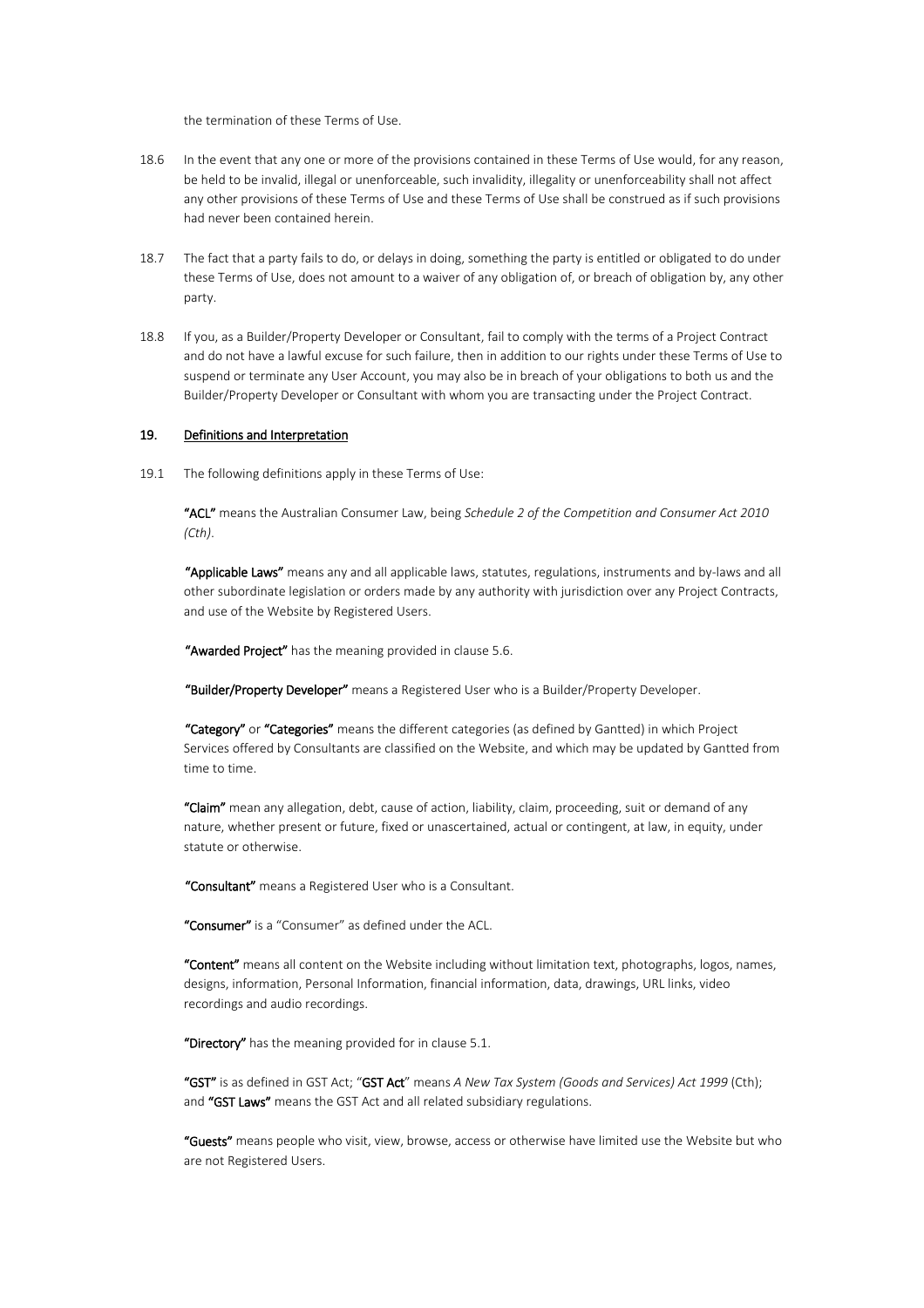the termination of these Terms of Use.

18.6 In the event that any one or more of the provisions contained in these Terms of Use would, for any reason, be held to be invalid, illegal or unenforceable, such invalidity, illegality or unenforceability shall not affect any other provisions of these Terms of Use and these Terms of Use shall be construed as if such provisions had never been contained herein.

18.7 The fact that a party fails to do, or delays in doing, something the party is entitled or obligated to do under these Terms of Use, does not amount to a waiver of any obligation of, or breach of obligation by, any other party.

18.8 If you, as a Builder/Property Developer or Consultant, fail to comply with the terms of a Project Contract and do not have a lawful excuse for such failure, then in addition to our rights under these Terms of Use to suspend or terminate any User Account, you may also be in breach of your obligations to both us and the Builder/Property Developer or Consultant with whom you are transacting under the Project Contract.

## 19. Definitions and Interpretation

19.1 The following definitions apply in these Terms of Use:

**"ACL"** means the Australian Consumer Law, being *Schedule 2 of the Competition and Consumer Act 2010 (Cth)*.

**"Applicable Laws"** means any and all applicable laws, statutes, regulations, instruments and by-laws and all other subordinate legislation or orders made by any authority with jurisdiction over any Project Contracts, and use of the Website by Registered Users.

**"Awarded Project"** has the meaning provided in clause 5.6.

**"Builder/Property Developer"** means a Registered User who is a Builder/Property Developer.

**"Category"** or **"Categories"** means the different categories (as defined by Gantted) in which Project Services offered by Consultants are classified on the Website, and which may be updated by Gantted from time to time.

**"Claim"** mean any allegation, debt, cause of action, liability, claim, proceeding, suit or demand of any nature, whether present or future, fixed or unascertained, actual or contingent, at law, in equity, under statute or otherwise.

**"Consultant"** means a Registered User who is a Consultant.

**"Consumer"** is a "Consumer" as defined under the ACL.

**"Content"** means all content on the Website including without limitation text, photographs, logos, names, designs, information, Personal Information, financial information, data, drawings, URL links, video recordings and audio recordings.

**"Directory"** has the meaning provided for in clause 5.1.

**"GST"** is as defined in GST Act; "**GST Act**" means *A New Tax System (Goods and Services) Act 1999* (Cth); and **"GST Laws"** means the GST Act and all related subsidiary regulations.

**"Guests"** means people who visit, view, browse, access or otherwise have limited use the Website but who are not Registered Users.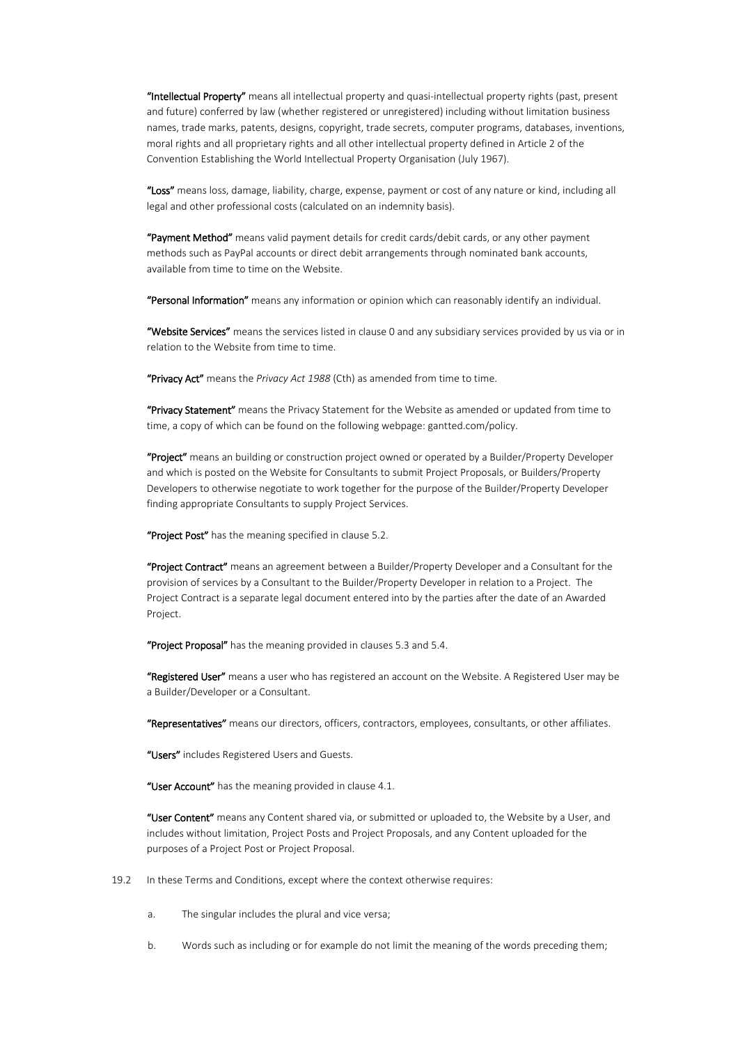**"Intellectual Property"** means all intellectual property and quasi-intellectual property rights (past, present and future) conferred by law (whether registered or unregistered) including without limitation business names, trade marks, patents, designs, copyright, trade secrets, computer programs, databases, inventions, moral rights and all proprietary rights and all other intellectual property defined in Article 2 of the Convention Establishing the World Intellectual Property Organisation (July 1967).

**"Loss"** means loss, damage, liability, charge, expense, payment or cost of any nature or kind, including all legal and other professional costs (calculated on an indemnity basis).

**"Payment Method"** means valid payment details for credit cards/debit cards, or any other payment methods such as PayPal accounts or direct debit arrangements through nominated bank accounts, available from time to time on the Website.

**"Personal Information"** means any information or opinion which can reasonably identify an individual.

**"Website Services"** means the services listed in clause 0 and any subsidiary services provided by us via or in relation to the Website from time to time.

**"Privacy Act"** means the *Privacy Act 1988* (Cth) as amended from time to time.

**"Privacy Statement"** means the Privacy Statement for the Website as amended or updated from time to time, a copy of which can be found on the following webpage: gantted.com/policy.

**"Project"** means an building or construction project owned or operated by a Builder/Property Developer and which is posted on the Website for Consultants to submit Project Proposals, or Builders/Property Developers to otherwise negotiate to work together for the purpose of the Builder/Property Developer finding appropriate Consultants to supply Project Services.

**"Project Post"** has the meaning specified in clause 5.2.

**"Project Contract"** means an agreement between a Builder/Property Developer and a Consultant for the provision of services by a Consultant to the Builder/Property Developer in relation to a Project. The Project Contract is a separate legal document entered into by the parties after the date of an Awarded Project.

**"Project Proposal"** has the meaning provided in clauses 5.3 and 5.4.

**"Registered User"** means a user who has registered an account on the Website. A Registered User may be a Builder/Developer or a Consultant.

**"Representatives"** means our directors, officers, contractors, employees, consultants, or other affiliates.

**"Users"** includes Registered Users and Guests.

**"User Account"** has the meaning provided in clause 4.1.

**"User Content"** means any Content shared via, or submitted or uploaded to, the Website by a User, and includes without limitation, Project Posts and Project Proposals, and any Content uploaded for the purposes of a Project Post or Project Proposal.

19.2 In these Terms and Conditions, except where the context otherwise requires:

a. The singular includes the plural and vice versa;

b. Words such as including or for example do not limit the meaning of the words preceding them;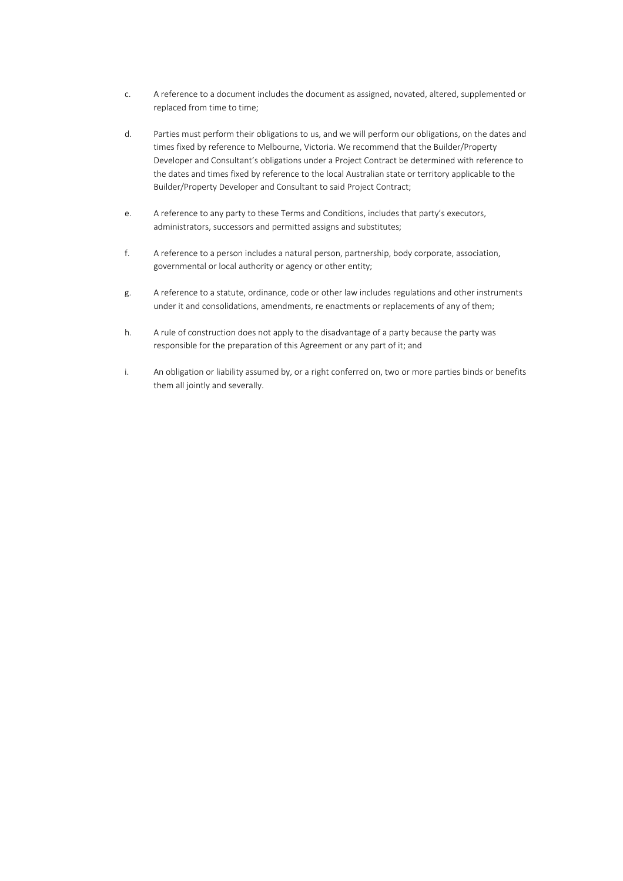c. A reference to a document includes the document as assigned, novated, altered, supplemented or replaced from time to time;

d. Parties must perform their obligations to us, and we will perform our obligations, on the dates and times fixed by reference to Melbourne, Victoria. We recommend that the Builder/Property Developer and Consultant's obligations under a Project Contract be determined with reference to the dates and times fixed by reference to the local Australian state or territory applicable to the Builder/Property Developer and Consultant to said Project Contract;

e. A reference to any party to these Terms and Conditions, includes that party's executors, administrators, successors and permitted assigns and substitutes;

f. A reference to a person includes a natural person, partnership, body corporate, association, governmental or local authority or agency or other entity;

g. A reference to a statute, ordinance, code or other law includes regulations and other instruments under it and consolidations, amendments, re enactments or replacements of any of them;

h. A rule of construction does not apply to the disadvantage of a party because the party was responsible for the preparation of this Agreement or any part of it; and

i. An obligation or liability assumed by, or a right conferred on, two or more parties binds or benefits them all jointly and severally.